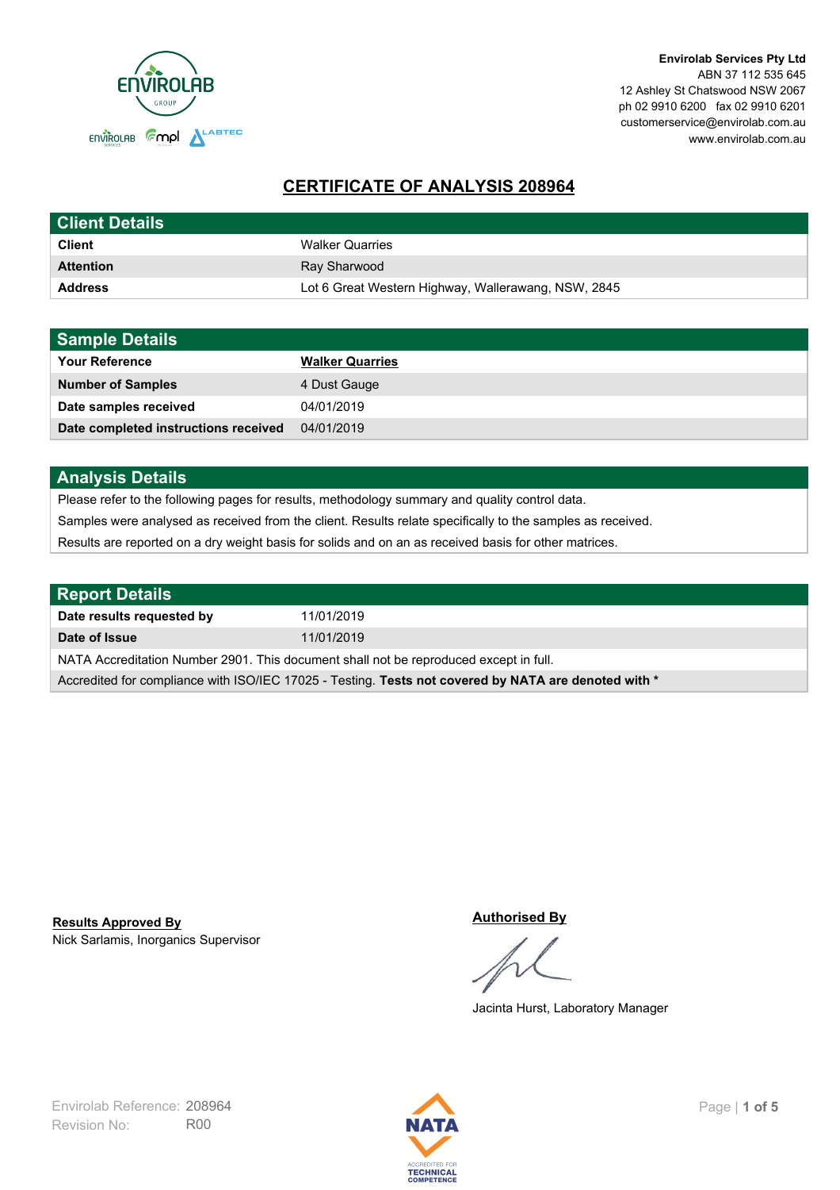**Envirolab Services Pty Ltd**
ABN 37 112 535 645
12 Ashley St Chatswood NSW 2067
ph 02 9910 6200 fax 02 9910 6201
customerservice@envirolab.com.au
www.envirolab.com.au

# CERTIFICATE OF ANALYSIS 208964

## Client Details

| | |
|---|---|
| **Client** | Walker Quarries |
| **Attention** | Ray Sharwood |
| **Address** | Lot 6 Great Western Highway, Wallerawang, NSW, 2845 |

## Sample Details

| | |
|---|---|
| **Your Reference** | **Walker Quarries** |
| **Number of Samples** | 4 Dust Gauge |
| **Date samples received** | 04/01/2019 |
| **Date completed instructions received** | 04/01/2019 |

## Analysis Details

Please refer to the following pages for results, methodology summary and quality control data.

Samples were analysed as received from the client. Results relate specifically to the samples as received.

Results are reported on a dry weight basis for solids and on an as received basis for other matrices.

## Report Details

| | |
|---|---|
| **Date results requested by** | 11/01/2019 |
| **Date of Issue** | 11/01/2019 |

NATA Accreditation Number 2901. This document shall not be reproduced except in full.

Accredited for compliance with ISO/IEC 17025 - Testing. **Tests not covered by NATA are denoted with ***

**Results Approved By**
Nick Sarlamis, Inorganics Supervisor

**Authorised By**

Jacinta Hurst, Laboratory Manager

Envirolab Reference: 208964
Revision No: R00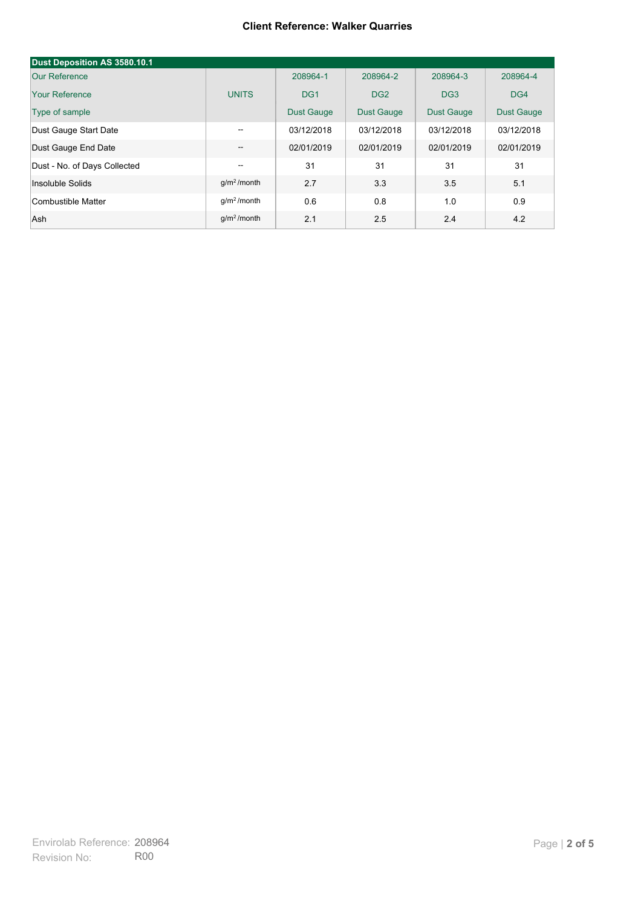**Client Reference: Walker Quarries**

| Dust Deposition AS 3580.10.1 | | | | | |
|---|---|---|---|---|---|
| Our Reference | | 208964-1 | 208964-2 | 208964-3 | 208964-4 |
| Your Reference | UNITS | DG1 | DG2 | DG3 | DG4 |
| Type of sample | | Dust Gauge | Dust Gauge | Dust Gauge | Dust Gauge |
| Dust Gauge Start Date | -- | 03/12/2018 | 03/12/2018 | 03/12/2018 | 03/12/2018 |
| Dust Gauge End Date | -- | 02/01/2019 | 02/01/2019 | 02/01/2019 | 02/01/2019 |
| Dust - No. of Days Collected | -- | 31 | 31 | 31 | 31 |
| Insoluble Solids | $g/m^2$ /month | 2.7 | 3.3 | 3.5 | 5.1 |
| Combustible Matter | $g/m^2$ /month | 0.6 | 0.8 | 1.0 | 0.9 |
| Ash | $g/m^2$ /month | 2.1 | 2.5 | 2.4 | 4.2 |

Envirolab Reference: 208964
Revision No: R00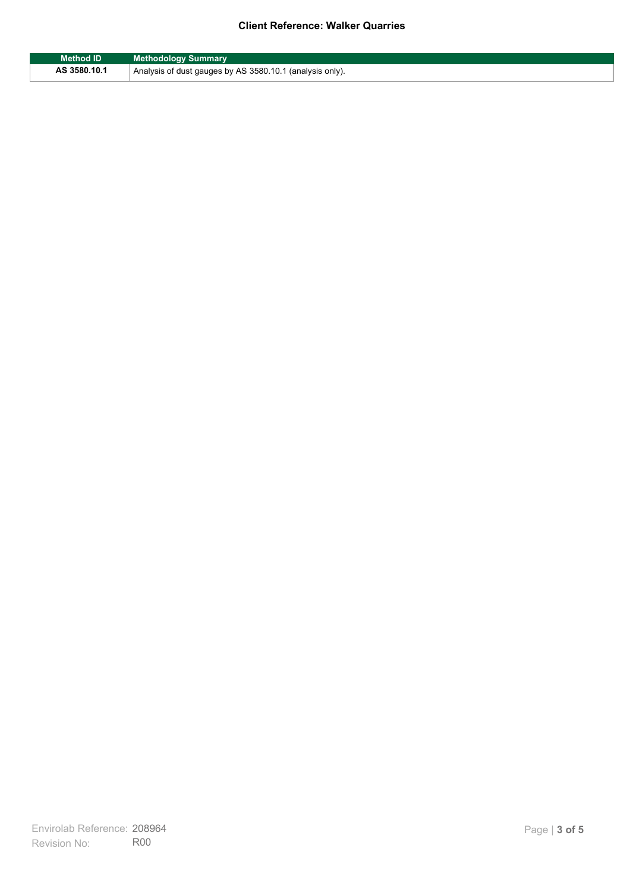| Method ID | Methodology Summary |
|---|---|
| **AS 3580.10.1** | Analysis of dust gauges by AS 3580.10.1 (analysis only). |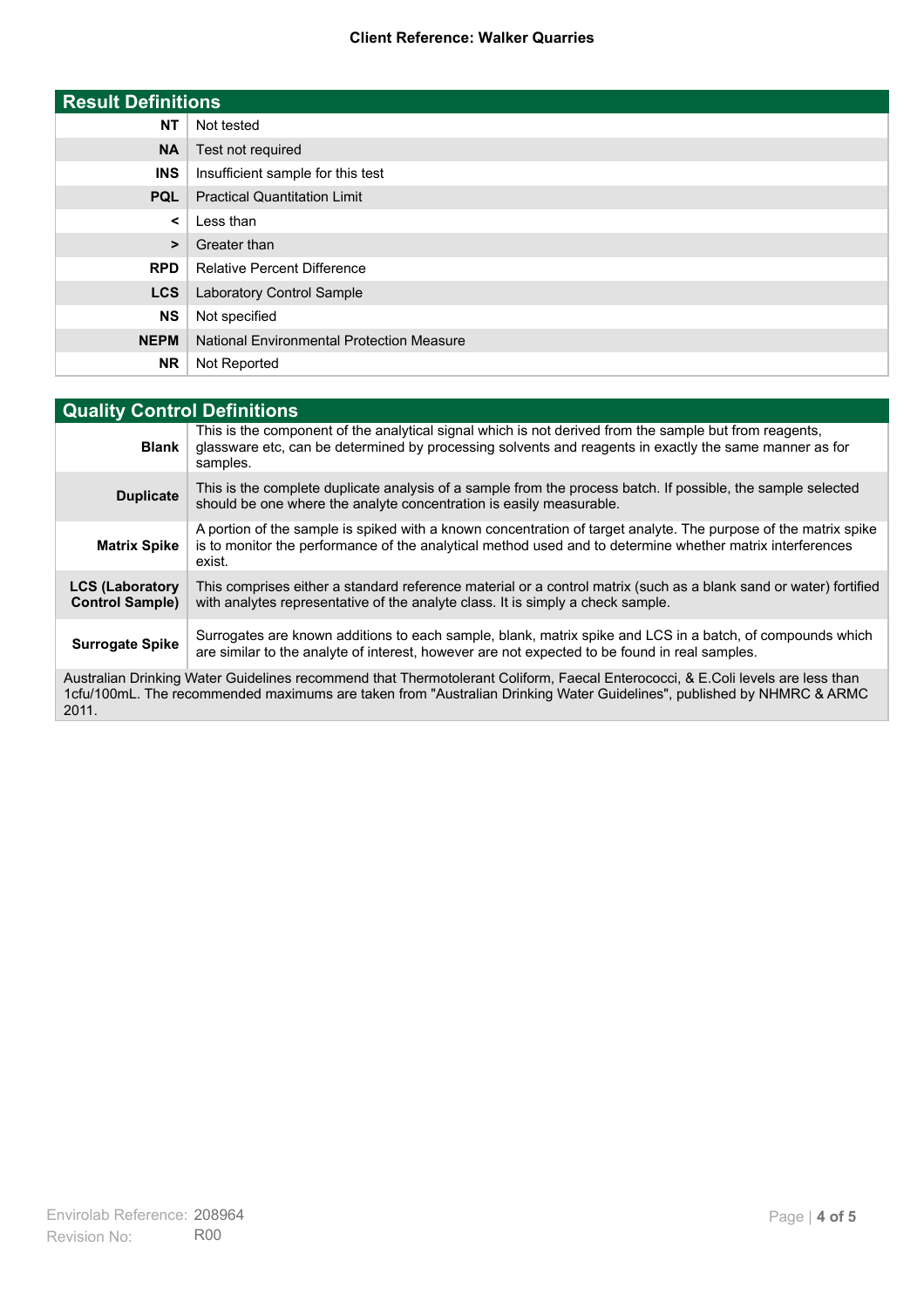**Client Reference: Walker Quarries**

## Result Definitions

| | |
|---|---|
| **NT** | Not tested |
| **NA** | Test not required |
| **INS** | Insufficient sample for this test |
| **PQL** | Practical Quantitation Limit |
| **<** | Less than |
| **>** | Greater than |
| **RPD** | Relative Percent Difference |
| **LCS** | Laboratory Control Sample |
| **NS** | Not specified |
| **NEPM** | National Environmental Protection Measure |
| **NR** | Not Reported |

## Quality Control Definitions

| | |
|---|---|
| **Blank** | This is the component of the analytical signal which is not derived from the sample but from reagents, glassware etc, can be determined by processing solvents and reagents in exactly the same manner as for samples. |
| **Duplicate** | This is the complete duplicate analysis of a sample from the process batch. If possible, the sample selected should be one where the analyte concentration is easily measurable. |
| **Matrix Spike** | A portion of the sample is spiked with a known concentration of target analyte. The purpose of the matrix spike is to monitor the performance of the analytical method used and to determine whether matrix interferences exist. |
| **LCS (Laboratory Control Sample)** | This comprises either a standard reference material or a control matrix (such as a blank sand or water) fortified with analytes representative of the analyte class. It is simply a check sample. |
| **Surrogate Spike** | Surrogates are known additions to each sample, blank, matrix spike and LCS in a batch, of compounds which are similar to the analyte of interest, however are not expected to be found in real samples. |

Australian Drinking Water Guidelines recommend that Thermotolerant Coliform, Faecal Enterococci, & E.Coli levels are less than 1cfu/100mL. The recommended maximums are taken from "Australian Drinking Water Guidelines", published by NHMRC & ARMC 2011.

Envirolab Reference: 208964
Revision No: R00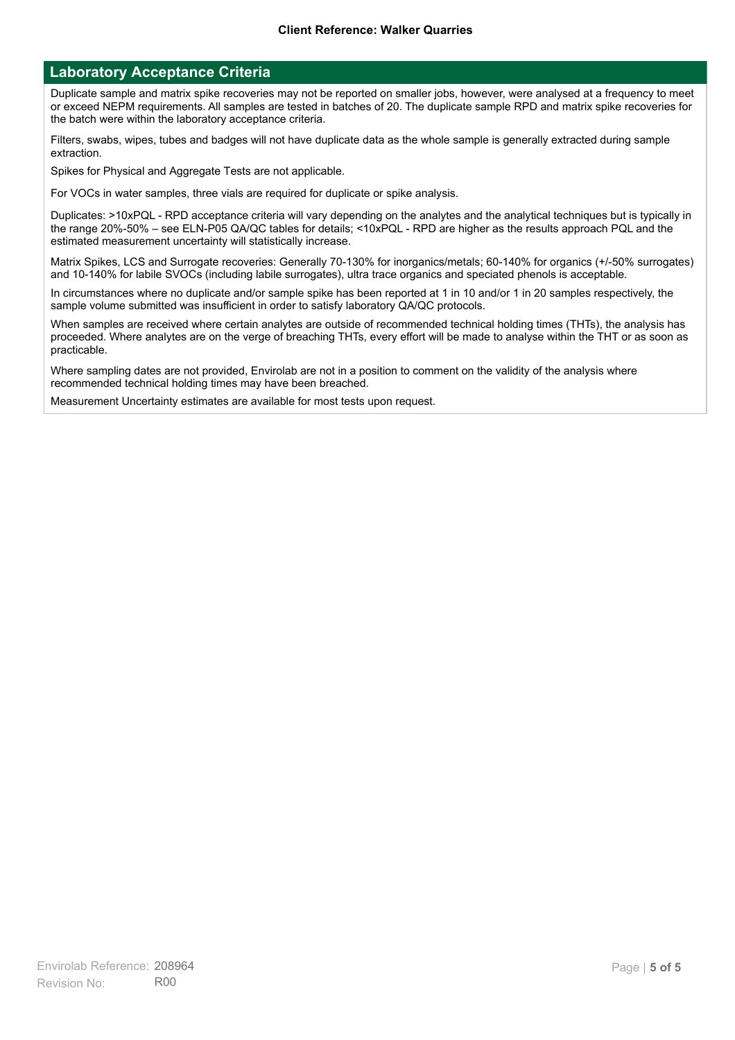## Laboratory Acceptance Criteria

Duplicate sample and matrix spike recoveries may not be reported on smaller jobs, however, were analysed at a frequency to meet or exceed NEPM requirements. All samples are tested in batches of 20. The duplicate sample RPD and matrix spike recoveries for the batch were within the laboratory acceptance criteria.

Filters, swabs, wipes, tubes and badges will not have duplicate data as the whole sample is generally extracted during sample extraction.

Spikes for Physical and Aggregate Tests are not applicable.

For VOCs in water samples, three vials are required for duplicate or spike analysis.

Duplicates: >10xPQL - RPD acceptance criteria will vary depending on the analytes and the analytical techniques but is typically in the range 20%-50% – see ELN-P05 QA/QC tables for details; <10xPQL - RPD are higher as the results approach PQL and the estimated measurement uncertainty will statistically increase.

Matrix Spikes, LCS and Surrogate recoveries: Generally 70-130% for inorganics/metals; 60-140% for organics (+/-50% surrogates) and 10-140% for labile SVOCs (including labile surrogates), ultra trace organics and speciated phenols is acceptable.

In circumstances where no duplicate and/or sample spike has been reported at 1 in 10 and/or 1 in 20 samples respectively, the sample volume submitted was insufficient in order to satisfy laboratory QA/QC protocols.

When samples are received where certain analytes are outside of recommended technical holding times (THTs), the analysis has proceeded. Where analytes are on the verge of breaching THTs, every effort will be made to analyse within the THT or as soon as practicable.

Where sampling dates are not provided, Envirolab are not in a position to comment on the validity of the analysis where recommended technical holding times may have been breached.

Measurement Uncertainty estimates are available for most tests upon request.